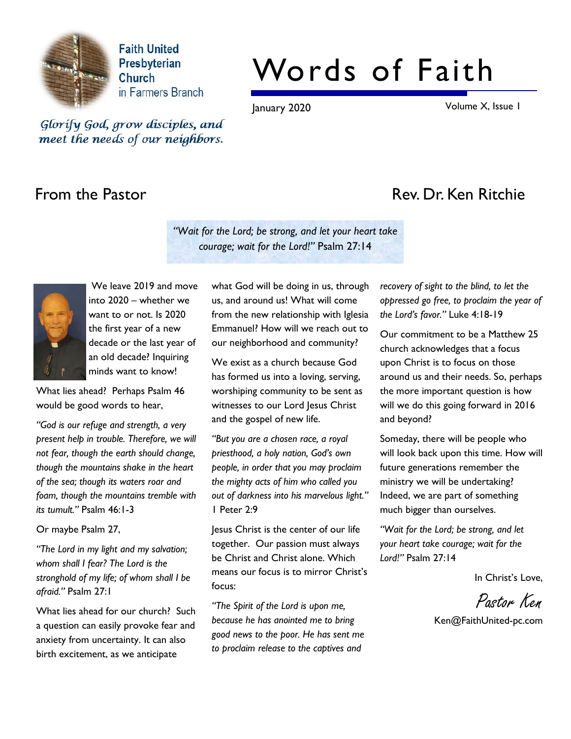Faith United Presbyterian Church in Farmers Branch

*Glorify God, grow disciples, and meet the needs of our neighbors.*

# Words of Faith

January 2020

Volume X, Issue 1

## From the Pastor

Rev. Dr. Ken Ritchie

*"Wait for the Lord; be strong, and let your heart take courage; wait for the Lord!"* Psalm 27:14

We leave 2019 and move into 2020 – whether we want to or not. Is 2020 the first year of a new decade or the last year of an old decade? Inquiring minds want to know!

What lies ahead? Perhaps Psalm 46 would be good words to hear,

*"God is our refuge and strength, a very present help in trouble. Therefore, we will not fear, though the earth should change, though the mountains shake in the heart of the sea; though its waters roar and foam, though the mountains tremble with its tumult."* Psalm 46:1-3

Or maybe Psalm 27,

*"The Lord in my light and my salvation; whom shall I fear? The Lord is the stronghold of my life; of whom shall I be afraid."* Psalm 27:1

What lies ahead for our church? Such a question can easily provoke fear and anxiety from uncertainty. It can also birth excitement, as we anticipate what God will be doing in us, through us, and around us! What will come from the new relationship with Iglesia Emmanuel? How will we reach out to our neighborhood and community?

We exist as a church because God has formed us into a loving, serving, worshiping community to be sent as witnesses to our Lord Jesus Christ and the gospel of new life.

*"But you are a chosen race, a royal priesthood, a holy nation, God's own people, in order that you may proclaim the mighty acts of him who called you out of darkness into his marvelous light."* 1 Peter 2:9

Jesus Christ is the center of our life together. Our passion must always be Christ and Christ alone. Which means our focus is to mirror Christ's focus:

*"The Spirit of the Lord is upon me, because he has anointed me to bring good news to the poor. He has sent me to proclaim release to the captives and recovery of sight to the blind, to let the oppressed go free, to proclaim the year of the Lord's favor."* Luke 4:18-19

Our commitment to be a Matthew 25 church acknowledges that a focus upon Christ is to focus on those around us and their needs. So, perhaps the more important question is how will we do this going forward in 2016 and beyond?

Someday, there will be people who will look back upon this time. How will future generations remember the ministry we will be undertaking? Indeed, we are part of something much bigger than ourselves.

*"Wait for the Lord; be strong, and let your heart take courage; wait for the Lord!"* Psalm 27:14

In Christ's Love,

Pastor Ken

Ken@FaithUnited-pc.com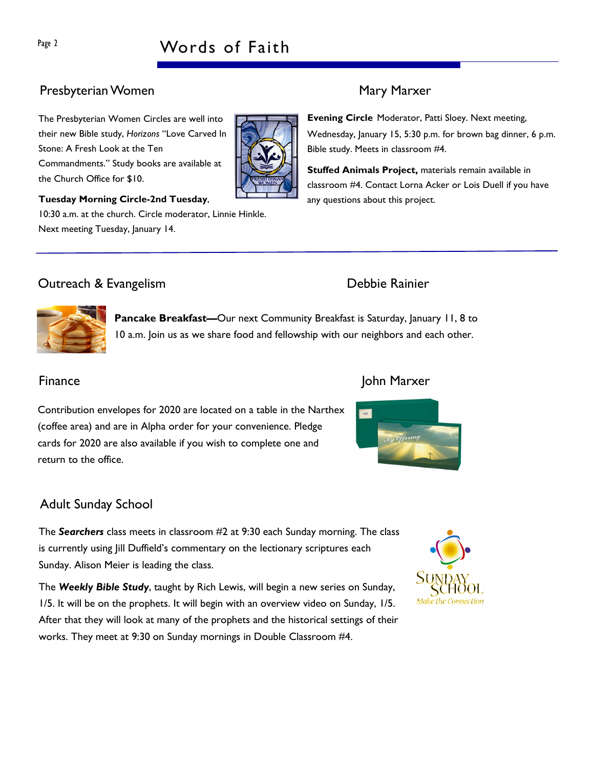## Presbyterian Women

## Mary Marxer

The Presbyterian Women Circles are well into their new Bible study, *Horizons* "Love Carved In Stone: A Fresh Look at the Ten Commandments." Study books are available at the Church Office for $10.

**Tuesday Morning Circle-2nd Tuesday**, 10:30 a.m. at the church. Circle moderator, Linnie Hinkle. Next meeting Tuesday, January 14.

**Evening Circle** Moderator, Patti Sloey. Next meeting, Wednesday, January 15, 5:30 p.m. for brown bag dinner, 6 p.m. Bible study. Meets in classroom #4.

**Stuffed Animals Project,** materials remain available in classroom #4. Contact Lorna Acker or Lois Duell if you have any questions about this project.

## Outreach & Evangelism

## Debbie Rainier

**Pancake Breakfast—**Our next Community Breakfast is Saturday, January 11, 8 to 10 a.m. Join us as we share food and fellowship with our neighbors and each other.

## Finance

## John Marxer

Contribution envelopes for 2020 are located on a table in the Narthex (coffee area) and are in Alpha order for your convenience. Pledge cards for 2020 are also available if you wish to complete one and return to the office.

## Adult Sunday School

The ***Searchers*** class meets in classroom #2 at 9:30 each Sunday morning. The class is currently using Jill Duffield's commentary on the lectionary scriptures each Sunday. Alison Meier is leading the class.

The ***Weekly Bible Study***, taught by Rich Lewis, will begin a new series on Sunday, 1/5. It will be on the prophets. It will begin with an overview video on Sunday, 1/5. After that they will look at many of the prophets and the historical settings of their works. They meet at 9:30 on Sunday mornings in Double Classroom #4.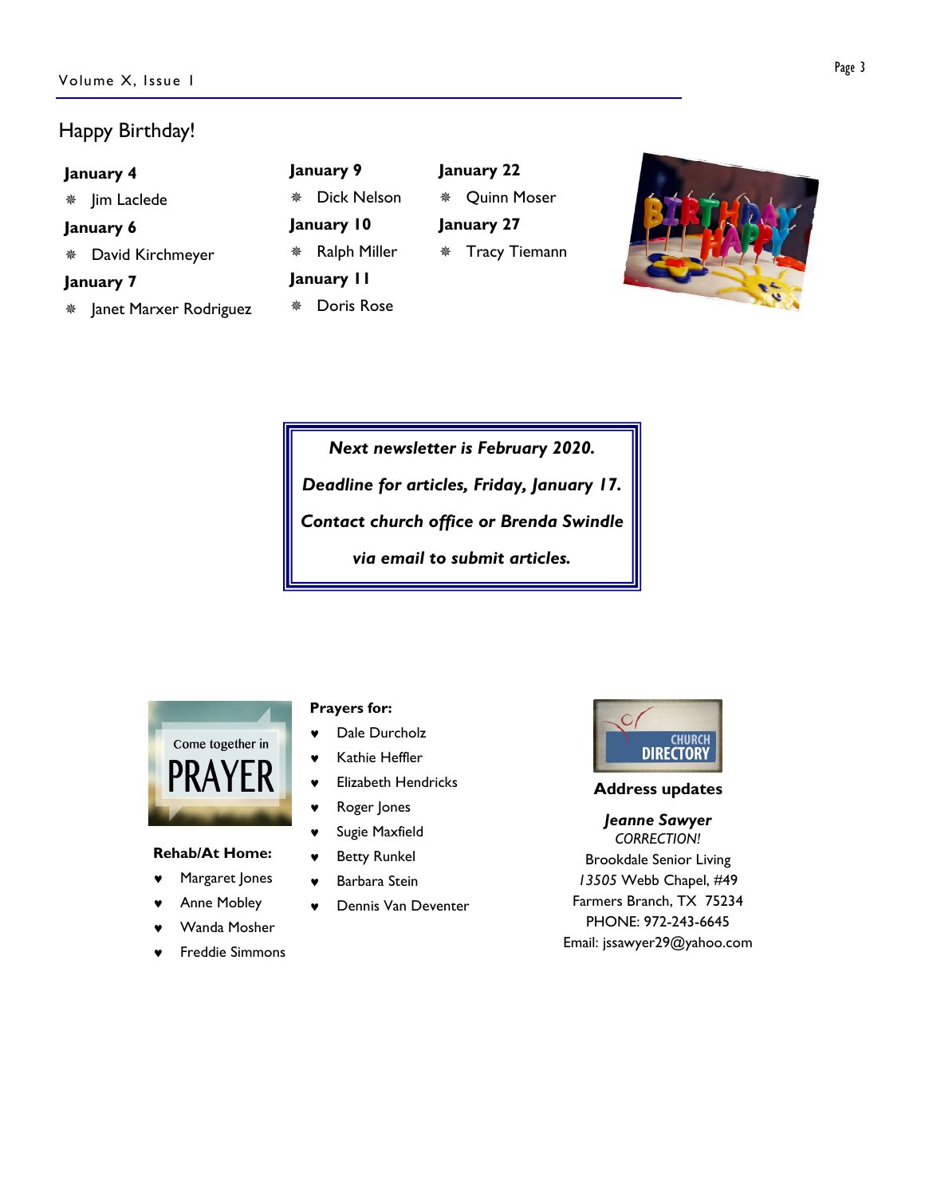## Happy Birthday!

**January 4**
- Jim Laclede

**January 6**
- David Kirchmeyer

**January 7**
- Janet Marxer Rodriguez

**January 9**
- Dick Nelson

**January 10**
- Ralph Miller

**January 11**
- Doris Rose

**January 22**
- Quinn Moser

**January 27**
- Tracy Tiemann

***Next newsletter is February 2020.***

***Deadline for articles, Friday, January 17.***

***Contact church office or Brenda Swindle via email to submit articles.***

**Rehab/At Home:**
- Margaret Jones
- Anne Mobley
- Wanda Mosher
- Freddie Simmons

**Prayers for:**
- Dale Durcholz
- Kathie Heffler
- Elizabeth Hendricks
- Roger Jones
- Sugie Maxfield
- Betty Runkel
- Barbara Stein
- Dennis Van Deventer

**Address updates**

***Jeanne Sawyer***
*CORRECTION!*
Brookdale Senior Living
*13505* Webb Chapel, #49
Farmers Branch, TX 75234
PHONE: 972-243-6645
Email: jssawyer29@yahoo.com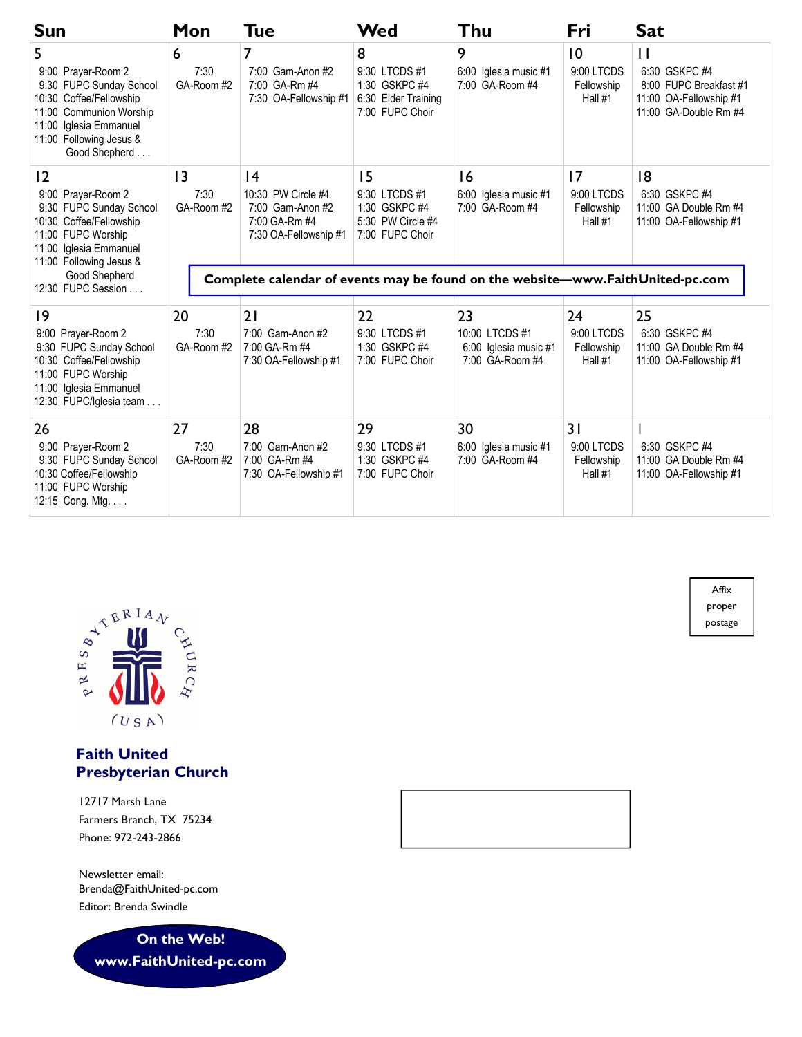| Sun | Mon | Tue | Wed | Thu | Fri | Sat |
|---|---|---|---|---|---|---|
| 5<br>9:00 Prayer-Room 2<br>9:30 FUPC Sunday School<br>10:30 Coffee/Fellowship<br>11:00 Communion Worship<br>11:00 Iglesia Emmanuel<br>11:00 Following Jesus & Good Shepherd . . . | 6<br>7:30 GA-Room #2 | 7<br>7:00 Gam-Anon #2<br>7:00 GA-Rm #4<br>7:30 OA-Fellowship #1 | 8<br>9:30 LTCDS #1<br>1:30 GSKPC #4<br>6:30 Elder Training<br>7:00 FUPC Choir | 9<br>6:00 Iglesia music #1<br>7:00 GA-Room #4 | 10<br>9:00 LTCDS Fellowship Hall #1 | 11<br>6:30 GSKPC #4<br>8:00 FUPC Breakfast #1<br>11:00 OA-Fellowship #1<br>11:00 GA-Double Rm #4 |
| 12<br>9:00 Prayer-Room 2<br>9:30 FUPC Sunday School<br>10:30 Coffee/Fellowship<br>11:00 FUPC Worship<br>11:00 Iglesia Emmanuel<br>11:00 Following Jesus & Good Shepherd<br>12:30 FUPC Session . . . | 13<br>7:30 GA-Room #2 | 14<br>10:30 PW Circle #4<br>7:00 Gam-Anon #2<br>7:00 GA-Rm #4<br>7:30 OA-Fellowship #1 | 15<br>9:30 LTCDS #1<br>1:30 GSKPC #4<br>5:30 PW Circle #4<br>7:00 FUPC Choir | 16<br>6:00 Iglesia music #1<br>7:00 GA-Room #4 | 17<br>9:00 LTCDS Fellowship Hall #1 | 18<br>6:30 GSKPC #4<br>11:00 GA Double Rm #4<br>11:00 OA-Fellowship #1 |
| 19<br>9:00 Prayer-Room 2<br>9:30 FUPC Sunday School<br>10:30 Coffee/Fellowship<br>11:00 FUPC Worship<br>11:00 Iglesia Emmanuel<br>12:30 FUPC/Iglesia team . . . | 20<br>7:30 GA-Room #2 | 21<br>7:00 Gam-Anon #2<br>7:00 GA-Rm #4<br>7:30 OA-Fellowship #1 | 22<br>9:30 LTCDS #1<br>1:30 GSKPC #4<br>7:00 FUPC Choir | 23<br>10:00 LTCDS #1<br>6:00 Iglesia music #1<br>7:00 GA-Room #4 | 24<br>9:00 LTCDS Fellowship Hall #1 | 25<br>6:30 GSKPC #4<br>11:00 GA Double Rm #4<br>11:00 OA-Fellowship #1 |
| 26<br>9:00 Prayer-Room 2<br>9:30 FUPC Sunday School<br>10:30 Coffee/Fellowship<br>11:00 FUPC Worship<br>12:15 Cong. Mtg. . . . | 27<br>7:30 GA-Room #2 | 28<br>7:00 Gam-Anon #2<br>7:00 GA-Rm #4<br>7:30 OA-Fellowship #1 | 29<br>9:30 LTCDS #1<br>1:30 GSKPC #4<br>7:00 FUPC Choir | 30<br>6:00 Iglesia music #1<br>7:00 GA-Room #4 | 31<br>9:00 LTCDS Fellowship Hall #1 | 1<br>6:30 GSKPC #4<br>11:00 GA Double Rm #4<br>11:00 OA-Fellowship #1 |

**Complete calendar of events may be found on the website—www.FaithUnited-pc.com**

Affix proper postage

PRESBYTERIAN CHURCH (USA)

**Faith United Presbyterian Church**

12717 Marsh Lane
Farmers Branch, TX 75234
Phone: 972-243-2866

Newsletter email:
Brenda@FaithUnited-pc.com
Editor: Brenda Swindle

**On the Web!**
**www.FaithUnited-pc.com**